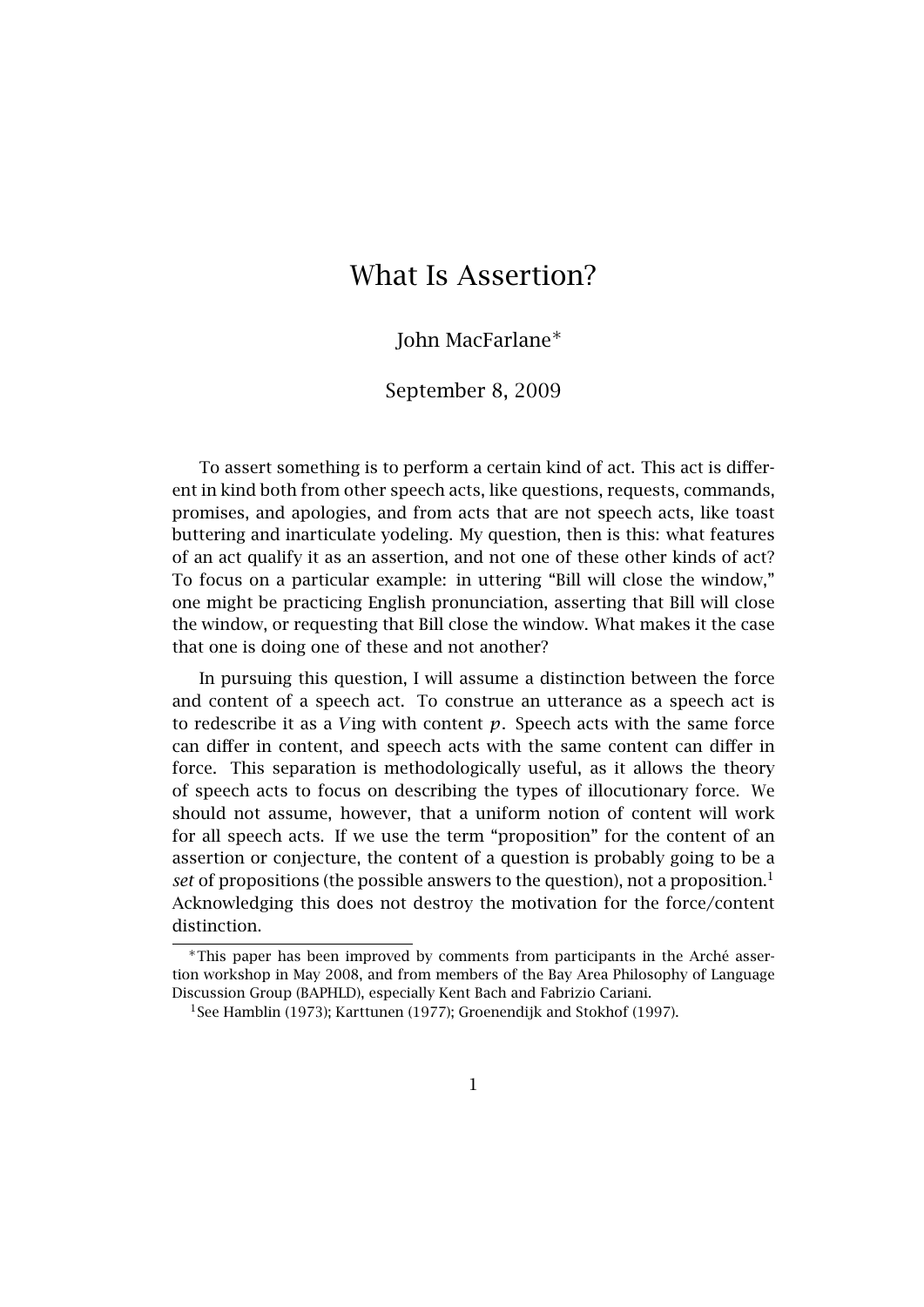# What Is Assertion?

John MacFarlane*

September 8, 2009

To assert something is to perform a certain kind of act. This act is different in kind both from other speech acts, like questions, requests, commands, promises, and apologies, and from acts that are not speech acts, like toast buttering and inarticulate yodeling. My question, then is this: what features of an act qualify it as an assertion, and not one of these other kinds of act? To focus on a particular example: in uttering "Bill will close the window," one might be practicing English pronunciation, asserting that Bill will close the window, or requesting that Bill close the window. What makes it the case that one is doing one of these and not another?

In pursuing this question, I will assume a distinction between the force and content of a speech act. To construe an utterance as a speech act is to redescribe it as a *V*ing with content $p$. Speech acts with the same force can differ in content, and speech acts with the same content can differ in force. This separation is methodologically useful, as it allows the theory of speech acts to focus on describing the types of illocutionary force. We should not assume, however, that a uniform notion of content will work for all speech acts. If we use the term "proposition" for the content of an assertion or conjecture, the content of a question is probably going to be a *set* of propositions (the possible answers to the question), not a proposition.[1] Acknowledging this does not destroy the motivation for the force/content distinction.

---

*This paper has been improved by comments from participants in the Arché assertion workshop in May 2008, and from members of the Bay Area Philosophy of Language Discussion Group (BAPHLD), especially Kent Bach and Fabrizio Cariani.

[1]See Hamblin (1973); Karttunen (1977); Groenendijk and Stokhof (1997).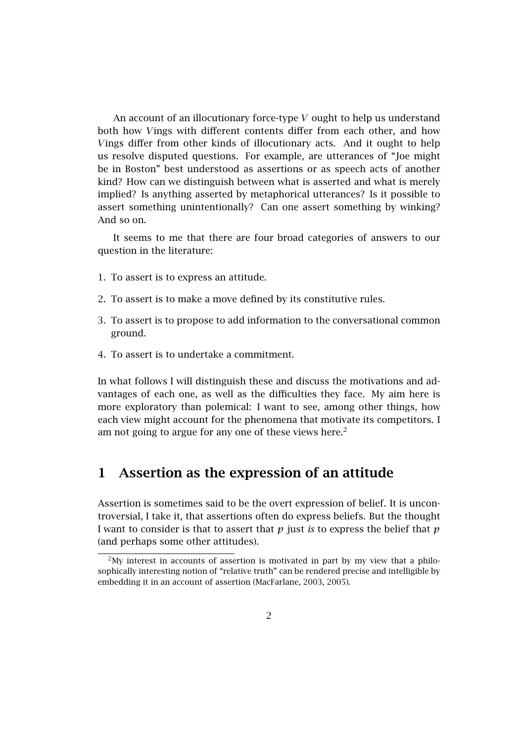An account of an illocutionary force-type $V$ ought to help us understand both how $V$ings with different contents differ from each other, and how $V$ings differ from other kinds of illocutionary acts. And it ought to help us resolve disputed questions. For example, are utterances of "Joe might be in Boston" best understood as assertions or as speech acts of another kind? How can we distinguish between what is asserted and what is merely implied? Is anything asserted by metaphorical utterances? Is it possible to assert something unintentionally? Can one assert something by winking? And so on.

It seems to me that there are four broad categories of answers to our question in the literature:

1. To assert is to express an attitude.
2. To assert is to make a move defined by its constitutive rules.
3. To assert is to propose to add information to the conversational common ground.
4. To assert is to undertake a commitment.

In what follows I will distinguish these and discuss the motivations and advantages of each one, as well as the difficulties they face. My aim here is more exploratory than polemical: I want to see, among other things, how each view might account for the phenomena that motivate its competitors. I am not going to argue for any one of these views here.[2]

## 1 Assertion as the expression of an attitude

Assertion is sometimes said to be the overt expression of belief. It is uncontroversial, I take it, that assertions often do express beliefs. But the thought I want to consider is that to assert that $p$ just *is* to express the belief that $p$ (and perhaps some other attitudes).

[2] My interest in accounts of assertion is motivated in part by my view that a philosophically interesting notion of "relative truth" can be rendered precise and intelligible by embedding it in an account of assertion (MacFarlane, 2003, 2005).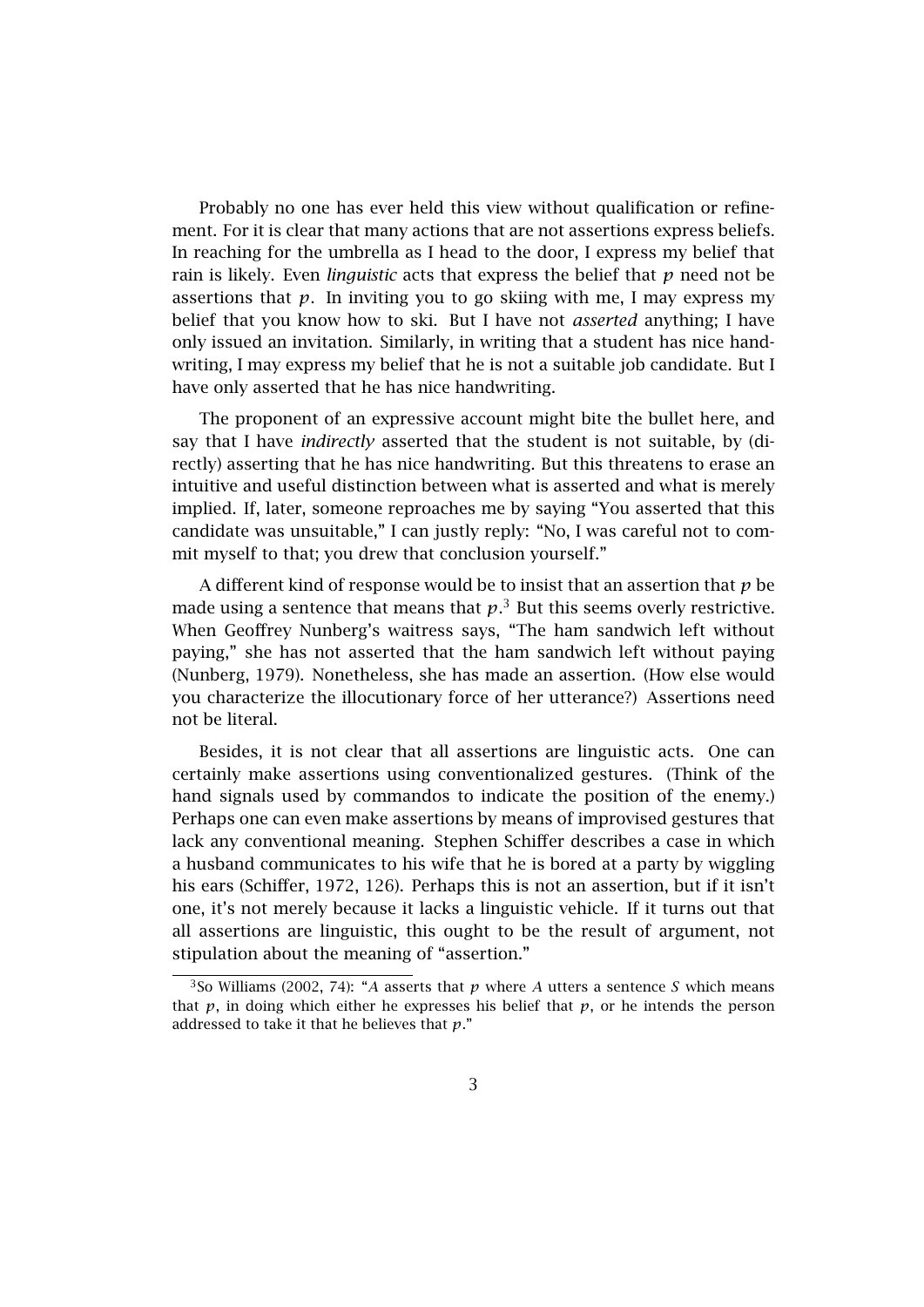Probably no one has ever held this view without qualification or refinement. For it is clear that many actions that are not assertions express beliefs. In reaching for the umbrella as I head to the door, I express my belief that rain is likely. Even *linguistic* acts that express the belief that $p$ need not be assertions that $p$. In inviting you to go skiing with me, I may express my belief that you know how to ski. But I have not *asserted* anything; I have only issued an invitation. Similarly, in writing that a student has nice handwriting, I may express my belief that he is not a suitable job candidate. But I have only asserted that he has nice handwriting.

The proponent of an expressive account might bite the bullet here, and say that I have *indirectly* asserted that the student is not suitable, by (directly) asserting that he has nice handwriting. But this threatens to erase an intuitive and useful distinction between what is asserted and what is merely implied. If, later, someone reproaches me by saying "You asserted that this candidate was unsuitable," I can justly reply: "No, I was careful not to commit myself to that; you drew that conclusion yourself."

A different kind of response would be to insist that an assertion that $p$ be made using a sentence that means that $p$.[3] But this seems overly restrictive. When Geoffrey Nunberg's waitress says, "The ham sandwich left without paying," she has not asserted that the ham sandwich left without paying (Nunberg, 1979). Nonetheless, she has made an assertion. (How else would you characterize the illocutionary force of her utterance?) Assertions need not be literal.

Besides, it is not clear that all assertions are linguistic acts. One can certainly make assertions using conventionalized gestures. (Think of the hand signals used by commandos to indicate the position of the enemy.) Perhaps one can even make assertions by means of improvised gestures that lack any conventional meaning. Stephen Schiffer describes a case in which a husband communicates to his wife that he is bored at a party by wiggling his ears (Schiffer, 1972, 126). Perhaps this is not an assertion, but if it isn't one, it's not merely because it lacks a linguistic vehicle. If it turns out that all assertions are linguistic, this ought to be the result of argument, not stipulation about the meaning of "assertion."

---

[3] So Williams (2002, 74): "*A* asserts that $p$ where *A* utters a sentence *S* which means that $p$, in doing which either he expresses his belief that $p$, or he intends the person addressed to take it that he believes that $p$."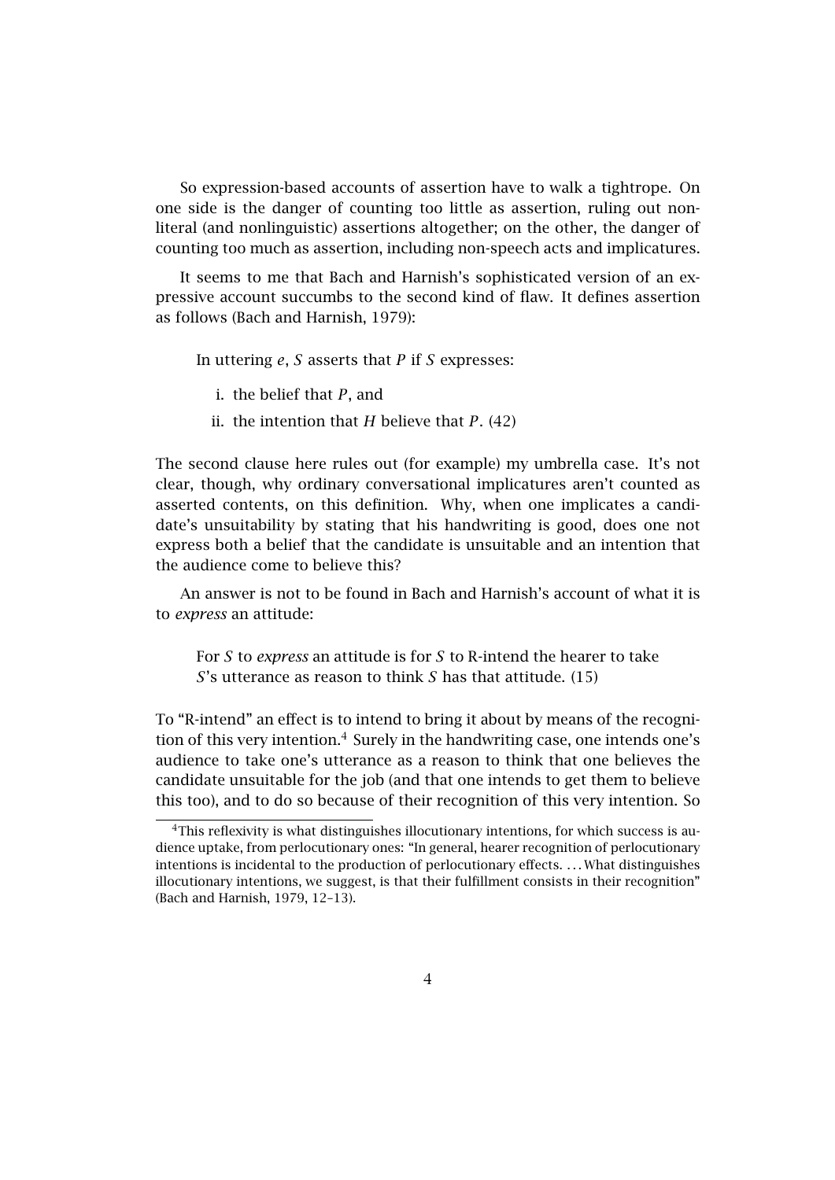So expression-based accounts of assertion have to walk a tightrope. On one side is the danger of counting too little as assertion, ruling out non-literal (and nonlinguistic) assertions altogether; on the other, the danger of counting too much as assertion, including non-speech acts and implicatures.

It seems to me that Bach and Harnish's sophisticated version of an expressive account succumbs to the second kind of flaw. It defines assertion as follows (Bach and Harnish, 1979):

> In uttering *e*, *S* asserts that *P* if *S* expresses:
>
> i. the belief that *P*, and
>
> ii. the intention that *H* believe that *P*. (42)

The second clause here rules out (for example) my umbrella case. It's not clear, though, why ordinary conversational implicatures aren't counted as asserted contents, on this definition. Why, when one implicates a candidate's unsuitability by stating that his handwriting is good, does one not express both a belief that the candidate is unsuitable and an intention that the audience come to believe this?

An answer is not to be found in Bach and Harnish's account of what it is to *express* an attitude:

> For *S* to *express* an attitude is for *S* to R-intend the hearer to take *S*'s utterance as reason to think *S* has that attitude. (15)

To "R-intend" an effect is to intend to bring it about by means of the recognition of this very intention.[4] Surely in the handwriting case, one intends one's audience to take one's utterance as a reason to think that one believes the candidate unsuitable for the job (and that one intends to get them to believe this too), and to do so because of their recognition of this very intention. So

[4] This reflexivity is what distinguishes illocutionary intentions, for which success is audience uptake, from perlocutionary ones: "In general, hearer recognition of perlocutionary intentions is incidental to the production of perlocutionary effects. ... What distinguishes illocutionary intentions, we suggest, is that their fulfillment consists in their recognition" (Bach and Harnish, 1979, 12–13).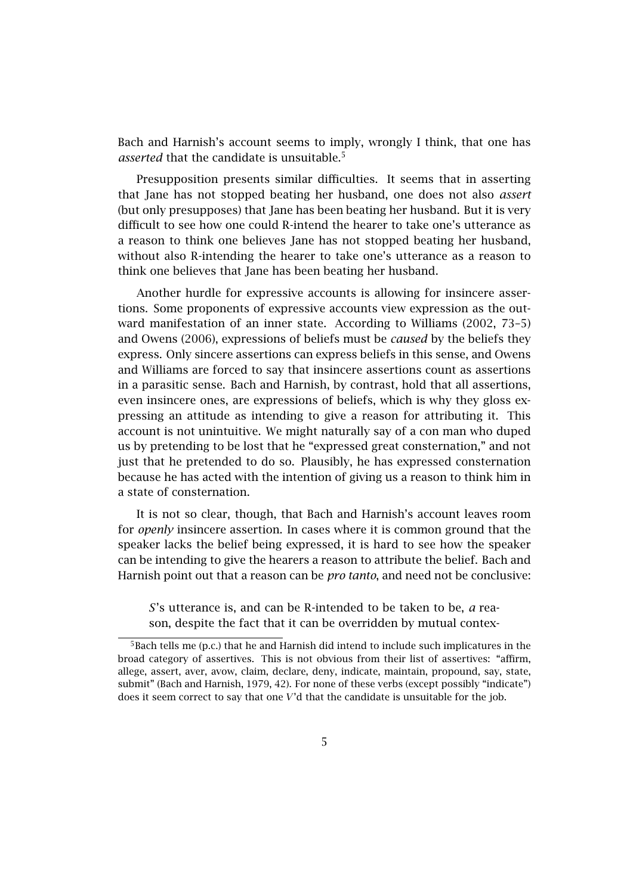Bach and Harnish's account seems to imply, wrongly I think, that one has *asserted* that the candidate is unsuitable.[5]

Presupposition presents similar difficulties. It seems that in asserting that Jane has not stopped beating her husband, one does not also *assert* (but only presupposes) that Jane has been beating her husband. But it is very difficult to see how one could R-intend the hearer to take one's utterance as a reason to think one believes Jane has not stopped beating her husband, without also R-intending the hearer to take one's utterance as a reason to think one believes that Jane has been beating her husband.

Another hurdle for expressive accounts is allowing for insincere assertions. Some proponents of expressive accounts view expression as the outward manifestation of an inner state. According to Williams (2002, 73–5) and Owens (2006), expressions of beliefs must be *caused* by the beliefs they express. Only sincere assertions can express beliefs in this sense, and Owens and Williams are forced to say that insincere assertions count as assertions in a parasitic sense. Bach and Harnish, by contrast, hold that all assertions, even insincere ones, are expressions of beliefs, which is why they gloss expressing an attitude as intending to give a reason for attributing it. This account is not unintuitive. We might naturally say of a con man who duped us by pretending to be lost that he "expressed great consternation," and not just that he pretended to do so. Plausibly, he has expressed consternation because he has acted with the intention of giving us a reason to think him in a state of consternation.

It is not so clear, though, that Bach and Harnish's account leaves room for *openly* insincere assertion. In cases where it is common ground that the speaker lacks the belief being expressed, it is hard to see how the speaker can be intending to give the hearers a reason to attribute the belief. Bach and Harnish point out that a reason can be *pro tanto*, and need not be conclusive:

> *S*'s utterance is, and can be R-intended to be taken to be, *a* reason, despite the fact that it can be overridden by mutual contex-

[5] Bach tells me (p.c.) that he and Harnish did intend to include such implicatures in the broad category of assertives. This is not obvious from their list of assertives: "affirm, allege, assert, aver, avow, claim, declare, deny, indicate, maintain, propound, say, state, submit" (Bach and Harnish, 1979, 42). For none of these verbs (except possibly "indicate") does it seem correct to say that one *V*'d that the candidate is unsuitable for the job.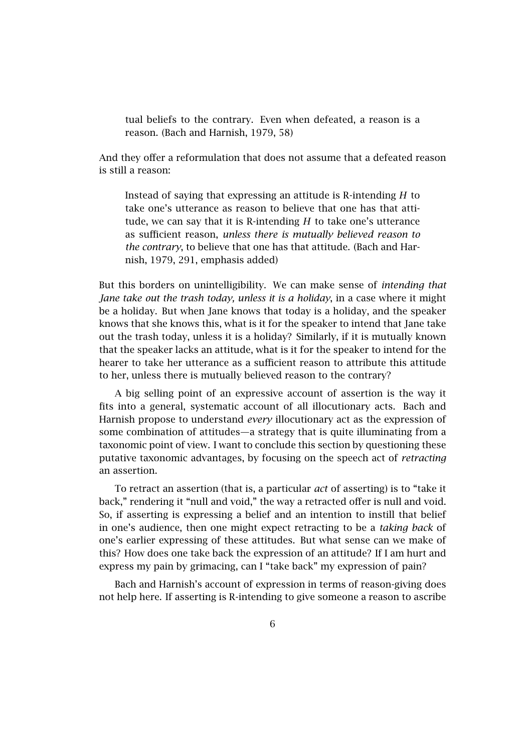> tual beliefs to the contrary. Even when defeated, a reason is a reason. (Bach and Harnish, 1979, 58)

And they offer a reformulation that does not assume that a defeated reason is still a reason:

> Instead of saying that expressing an attitude is R-intending *H* to take one's utterance as reason to believe that one has that attitude, we can say that it is R-intending *H* to take one's utterance as sufficient reason, *unless there is mutually believed reason to the contrary*, to believe that one has that attitude. (Bach and Harnish, 1979, 291, emphasis added)

But this borders on unintelligibility. We can make sense of *intending that Jane take out the trash today, unless it is a holiday*, in a case where it might be a holiday. But when Jane knows that today is a holiday, and the speaker knows that she knows this, what is it for the speaker to intend that Jane take out the trash today, unless it is a holiday? Similarly, if it is mutually known that the speaker lacks an attitude, what is it for the speaker to intend for the hearer to take her utterance as a sufficient reason to attribute this attitude to her, unless there is mutually believed reason to the contrary?

A big selling point of an expressive account of assertion is the way it fits into a general, systematic account of all illocutionary acts. Bach and Harnish propose to understand *every* illocutionary act as the expression of some combination of attitudes—a strategy that is quite illuminating from a taxonomic point of view. I want to conclude this section by questioning these putative taxonomic advantages, by focusing on the speech act of *retracting* an assertion.

To retract an assertion (that is, a particular *act* of asserting) is to "take it back," rendering it "null and void," the way a retracted offer is null and void. So, if asserting is expressing a belief and an intention to instill that belief in one's audience, then one might expect retracting to be a *taking back* of one's earlier expressing of these attitudes. But what sense can we make of this? How does one take back the expression of an attitude? If I am hurt and express my pain by grimacing, can I "take back" my expression of pain?

Bach and Harnish's account of expression in terms of reason-giving does not help here. If asserting is R-intending to give someone a reason to ascribe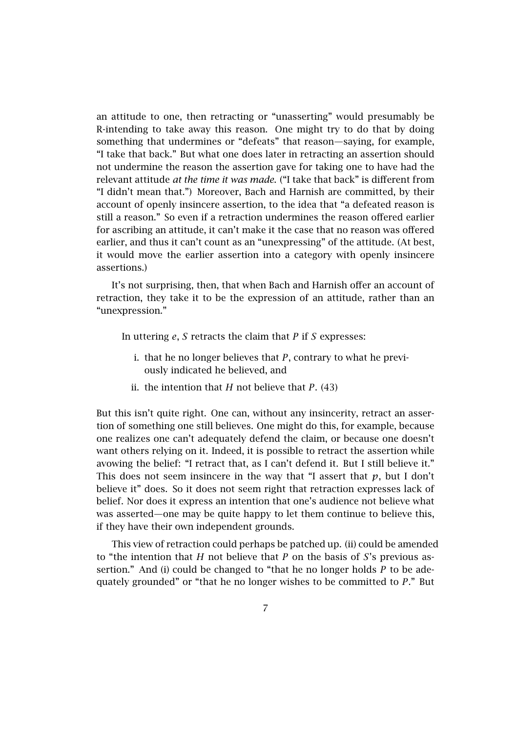an attitude to one, then retracting or "unasserting" would presumably be R-intending to take away this reason. One might try to do that by doing something that undermines or "defeats" that reason—saying, for example, "I take that back." But what one does later in retracting an assertion should not undermine the reason the assertion gave for taking one to have had the relevant attitude *at the time it was made.* ("I take that back" is different from "I didn't mean that.") Moreover, Bach and Harnish are committed, by their account of openly insincere assertion, to the idea that "a defeated reason is still a reason." So even if a retraction undermines the reason offered earlier for ascribing an attitude, it can't make it the case that no reason was offered earlier, and thus it can't count as an "unexpressing" of the attitude. (At best, it would move the earlier assertion into a category with openly insincere assertions.)

It's not surprising, then, that when Bach and Harnish offer an account of retraction, they take it to be the expression of an attitude, rather than an "unexpression."

> In uttering *e*, *S* retracts the claim that *P* if *S* expresses:
>
> i. that he no longer believes that *P*, contrary to what he previously indicated he believed, and
>
> ii. the intention that *H* not believe that *P*. (43)

But this isn't quite right. One can, without any insincerity, retract an assertion of something one still believes. One might do this, for example, because one realizes one can't adequately defend the claim, or because one doesn't want others relying on it. Indeed, it is possible to retract the assertion while avowing the belief: "I retract that, as I can't defend it. But I still believe it." This does not seem insincere in the way that "I assert that $p$, but I don't believe it" does. So it does not seem right that retraction expresses lack of belief. Nor does it express an intention that one's audience not believe what was asserted—one may be quite happy to let them continue to believe this, if they have their own independent grounds.

This view of retraction could perhaps be patched up. (ii) could be amended to "the intention that *H* not believe that *P* on the basis of *S*'s previous assertion." And (i) could be changed to "that he no longer holds *P* to be adequately grounded" or "that he no longer wishes to be committed to *P*." But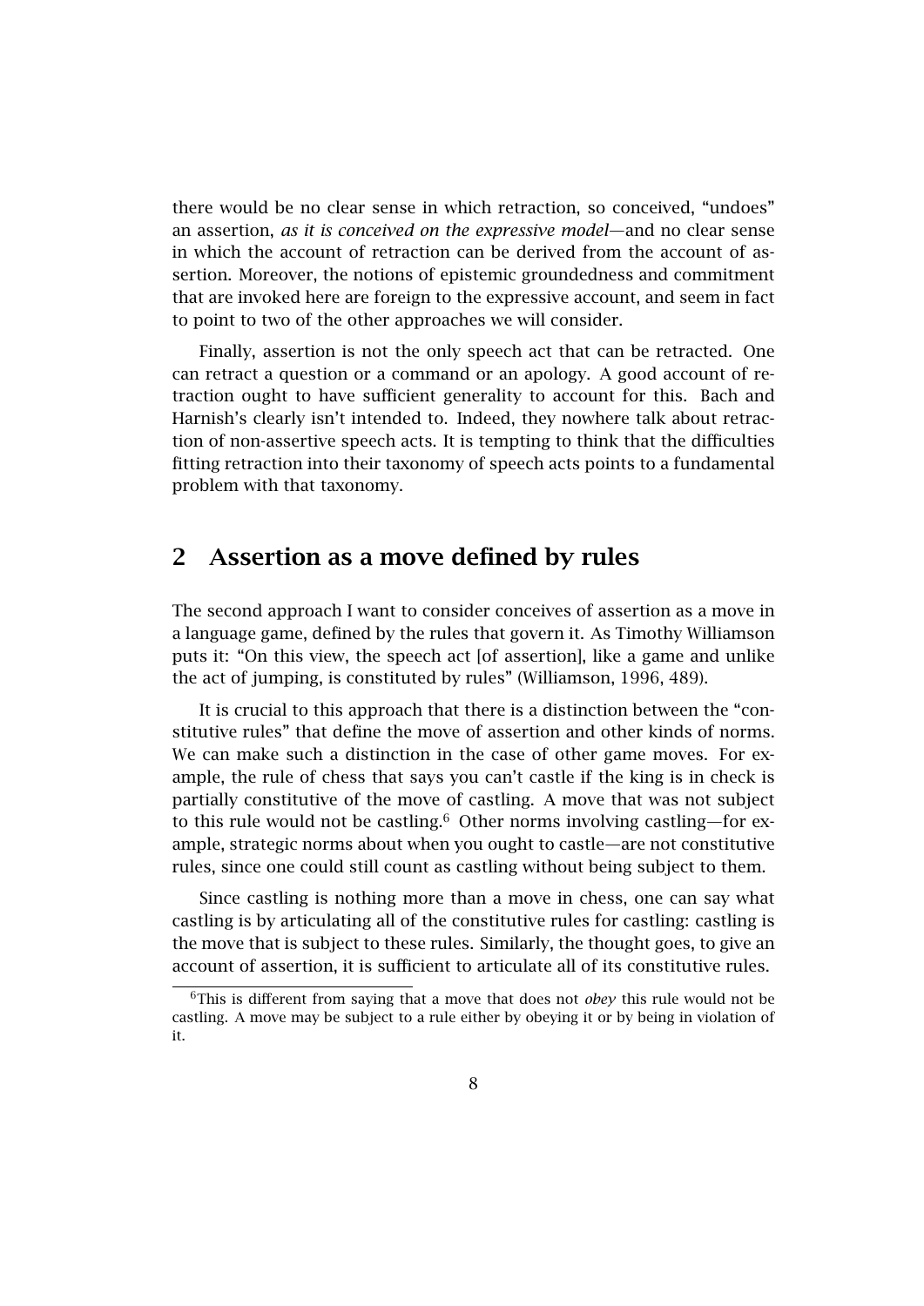there would be no clear sense in which retraction, so conceived, "undoes" an assertion, *as it is conceived on the expressive model*—and no clear sense in which the account of retraction can be derived from the account of assertion. Moreover, the notions of epistemic groundedness and commitment that are invoked here are foreign to the expressive account, and seem in fact to point to two of the other approaches we will consider.

Finally, assertion is not the only speech act that can be retracted. One can retract a question or a command or an apology. A good account of retraction ought to have sufficient generality to account for this. Bach and Harnish's clearly isn't intended to. Indeed, they nowhere talk about retraction of non-assertive speech acts. It is tempting to think that the difficulties fitting retraction into their taxonomy of speech acts points to a fundamental problem with that taxonomy.

## 2 Assertion as a move defined by rules

The second approach I want to consider conceives of assertion as a move in a language game, defined by the rules that govern it. As Timothy Williamson puts it: "On this view, the speech act [of assertion], like a game and unlike the act of jumping, is constituted by rules" (Williamson, 1996, 489).

It is crucial to this approach that there is a distinction between the "constitutive rules" that define the move of assertion and other kinds of norms. We can make such a distinction in the case of other game moves. For example, the rule of chess that says you can't castle if the king is in check is partially constitutive of the move of castling. A move that was not subject to this rule would not be castling.[6] Other norms involving castling—for example, strategic norms about when you ought to castle—are not constitutive rules, since one could still count as castling without being subject to them.

Since castling is nothing more than a move in chess, one can say what castling is by articulating all of the constitutive rules for castling: castling is the move that is subject to these rules. Similarly, the thought goes, to give an account of assertion, it is sufficient to articulate all of its constitutive rules.

[6] This is different from saying that a move that does not *obey* this rule would not be castling. A move may be subject to a rule either by obeying it or by being in violation of it.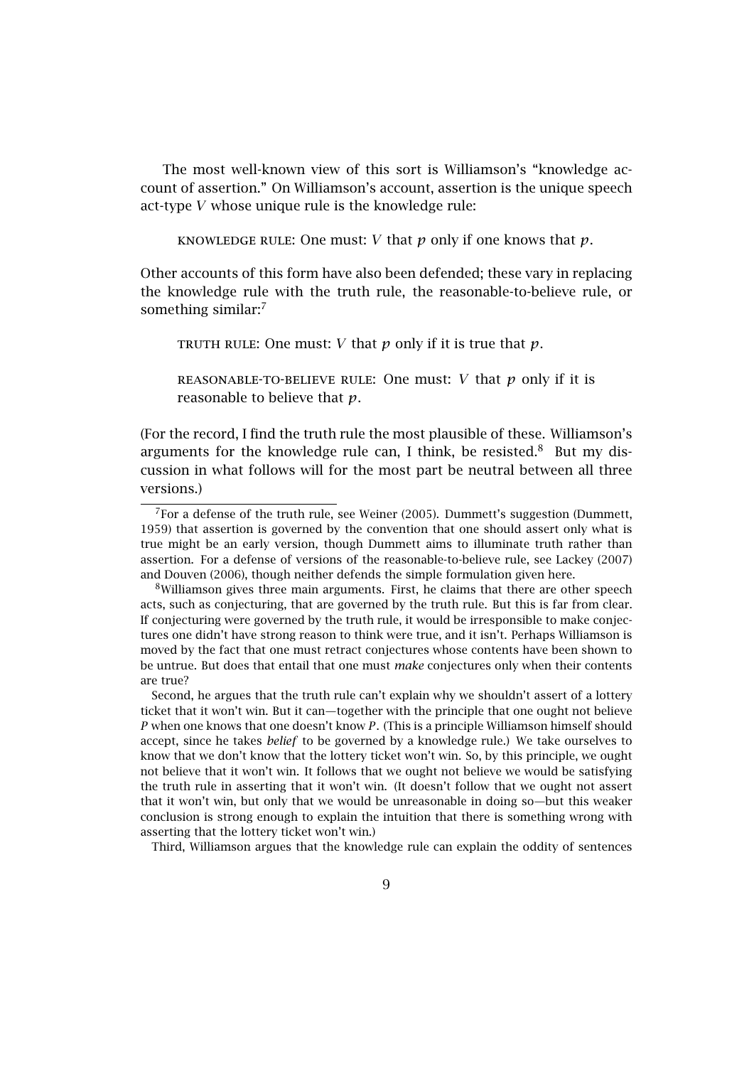The most well-known view of this sort is Williamson's "knowledge account of assertion." On Williamson's account, assertion is the unique speech act-type *V* whose unique rule is the knowledge rule:

> KNOWLEDGE RULE: One must: *V* that *p* only if one knows that *p*.

Other accounts of this form have also been defended; these vary in replacing the knowledge rule with the truth rule, the reasonable-to-believe rule, or something similar:[7]

> TRUTH RULE: One must: *V* that *p* only if it is true that *p*.

> REASONABLE-TO-BELIEVE RULE: One must: *V* that *p* only if it is reasonable to believe that *p*.

(For the record, I find the truth rule the most plausible of these. Williamson's arguments for the knowledge rule can, I think, be resisted.[8] But my discussion in what follows will for the most part be neutral between all three versions.)

---

[7]For a defense of the truth rule, see Weiner (2005). Dummett's suggestion (Dummett, 1959) that assertion is governed by the convention that one should assert only what is true might be an early version, though Dummett aims to illuminate truth rather than assertion. For a defense of versions of the reasonable-to-believe rule, see Lackey (2007) and Douven (2006), though neither defends the simple formulation given here.

[8]Williamson gives three main arguments. First, he claims that there are other speech acts, such as conjecturing, that are governed by the truth rule. But this is far from clear. If conjecturing were governed by the truth rule, it would be irresponsible to make conjectures one didn't have strong reason to think were true, and it isn't. Perhaps Williamson is moved by the fact that one must retract conjectures whose contents have been shown to be untrue. But does that entail that one must *make* conjectures only when their contents are true?

Second, he argues that the truth rule can't explain why we shouldn't assert of a lottery ticket that it won't win. But it can—together with the principle that one ought not believe *P* when one knows that one doesn't know *P*. (This is a principle Williamson himself should accept, since he takes *belief* to be governed by a knowledge rule.) We take ourselves to know that we don't know that the lottery ticket won't win. So, by this principle, we ought not believe that it won't win. It follows that we ought not believe we would be satisfying the truth rule in asserting that it won't win. (It doesn't follow that we ought not assert that it won't win, but only that we would be unreasonable in doing so—but this weaker conclusion is strong enough to explain the intuition that there is something wrong with asserting that the lottery ticket won't win.)

Third, Williamson argues that the knowledge rule can explain the oddity of sentences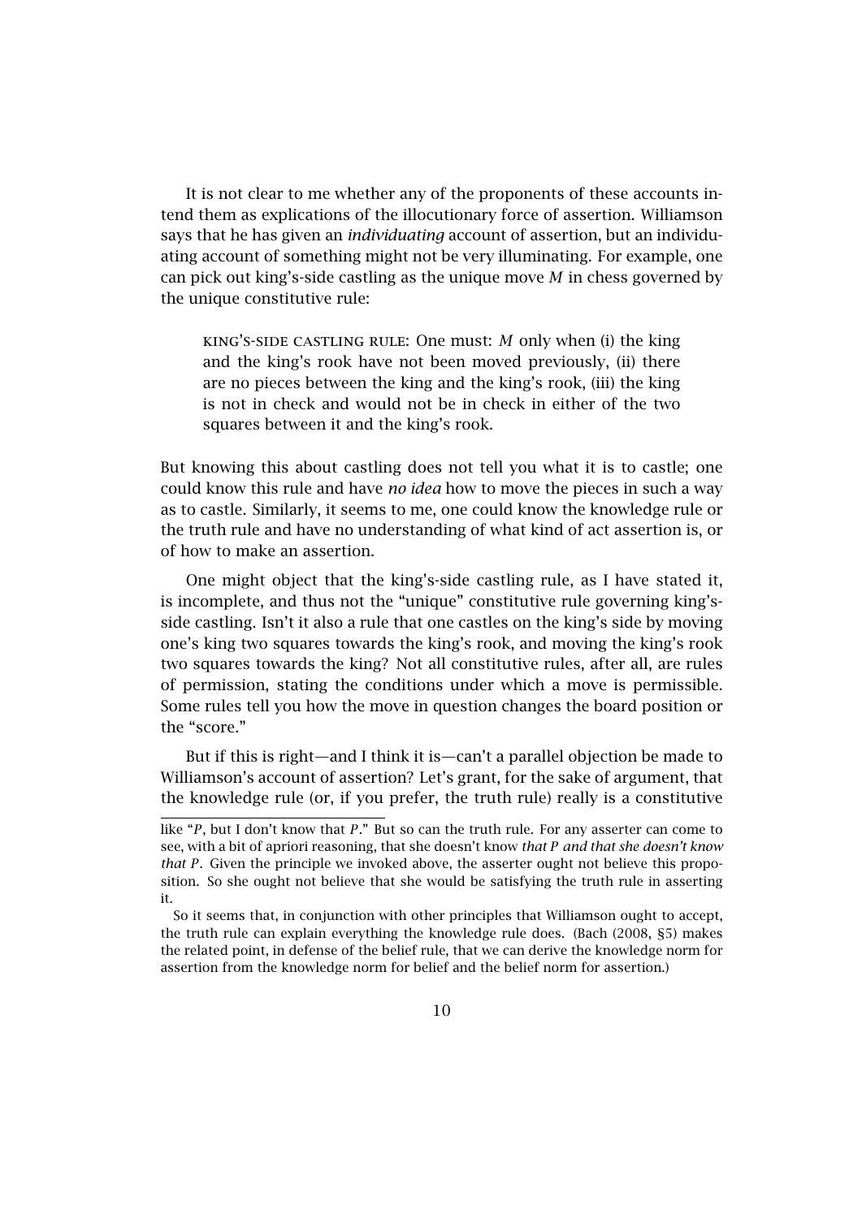It is not clear to me whether any of the proponents of these accounts intend them as explications of the illocutionary force of assertion. Williamson says that he has given an *individuating* account of assertion, but an individuating account of something might not be very illuminating. For example, one can pick out king's-side castling as the unique move *M* in chess governed by the unique constitutive rule:

> KING'S-SIDE CASTLING RULE: One must: *M* only when (i) the king and the king's rook have not been moved previously, (ii) there are no pieces between the king and the king's rook, (iii) the king is not in check and would not be in check in either of the two squares between it and the king's rook.

But knowing this about castling does not tell you what it is to castle; one could know this rule and have *no idea* how to move the pieces in such a way as to castle. Similarly, it seems to me, one could know the knowledge rule or the truth rule and have no understanding of what kind of act assertion is, or of how to make an assertion.

One might object that the king's-side castling rule, as I have stated it, is incomplete, and thus not the "unique" constitutive rule governing king's-side castling. Isn't it also a rule that one castles on the king's side by moving one's king two squares towards the king's rook, and moving the king's rook two squares towards the king? Not all constitutive rules, after all, are rules of permission, stating the conditions under which a move is permissible. Some rules tell you how the move in question changes the board position or the "score."

But if this is right—and I think it is—can't a parallel objection be made to Williamson's account of assertion? Let's grant, for the sake of argument, that the knowledge rule (or, if you prefer, the truth rule) really is a constitutive

---

like "*P*, but I don't know that *P*." But so can the truth rule. For any asserter can come to see, with a bit of apriori reasoning, that she doesn't know *that P and that she doesn't know that P*. Given the principle we invoked above, the asserter ought not believe this proposition. So she ought not believe that she would be satisfying the truth rule in asserting it.

So it seems that, in conjunction with other principles that Williamson ought to accept, the truth rule can explain everything the knowledge rule does. (Bach (2008, §5) makes the related point, in defense of the belief rule, that we can derive the knowledge norm for assertion from the knowledge norm for belief and the belief norm for assertion.)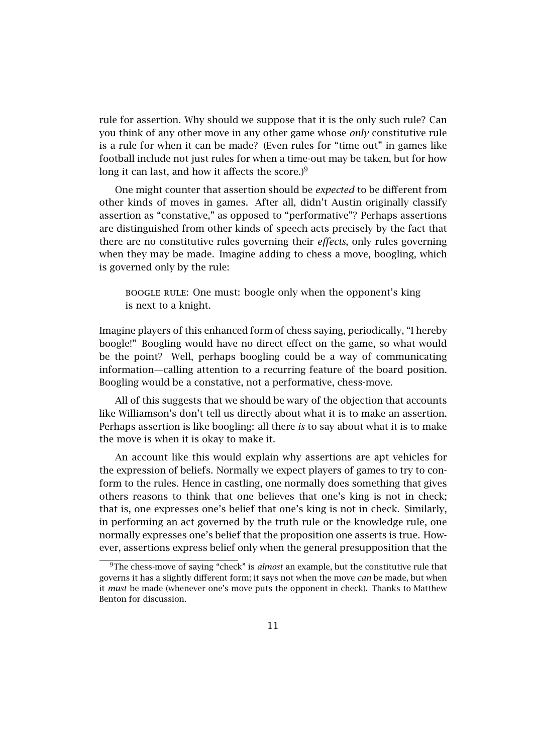rule for assertion. Why should we suppose that it is the only such rule? Can you think of any other move in any other game whose *only* constitutive rule is a rule for when it can be made? (Even rules for "time out" in games like football include not just rules for when a time-out may be taken, but for how long it can last, and how it affects the score.)[9]

One might counter that assertion should be *expected* to be different from other kinds of moves in games. After all, didn't Austin originally classify assertion as "constative," as opposed to "performative"? Perhaps assertions are distinguished from other kinds of speech acts precisely by the fact that there are no constitutive rules governing their *effects*, only rules governing when they may be made. Imagine adding to chess a move, boogling, which is governed only by the rule:

> BOOGLE RULE: One must: boogle only when the opponent's king is next to a knight.

Imagine players of this enhanced form of chess saying, periodically, "I hereby boogle!" Boogling would have no direct effect on the game, so what would be the point? Well, perhaps boogling could be a way of communicating information—calling attention to a recurring feature of the board position. Boogling would be a constative, not a performative, chess-move.

All of this suggests that we should be wary of the objection that accounts like Williamson's don't tell us directly about what it is to make an assertion. Perhaps assertion is like boogling: all there *is* to say about what it is to make the move is when it is okay to make it.

An account like this would explain why assertions are apt vehicles for the expression of beliefs. Normally we expect players of games to try to conform to the rules. Hence in castling, one normally does something that gives others reasons to think that one believes that one's king is not in check; that is, one expresses one's belief that one's king is not in check. Similarly, in performing an act governed by the truth rule or the knowledge rule, one normally expresses one's belief that the proposition one asserts is true. However, assertions express belief only when the general presupposition that the

[9] The chess-move of saying "check" is *almost* an example, but the constitutive rule that governs it has a slightly different form; it says not when the move *can* be made, but when it *must* be made (whenever one's move puts the opponent in check). Thanks to Matthew Benton for discussion.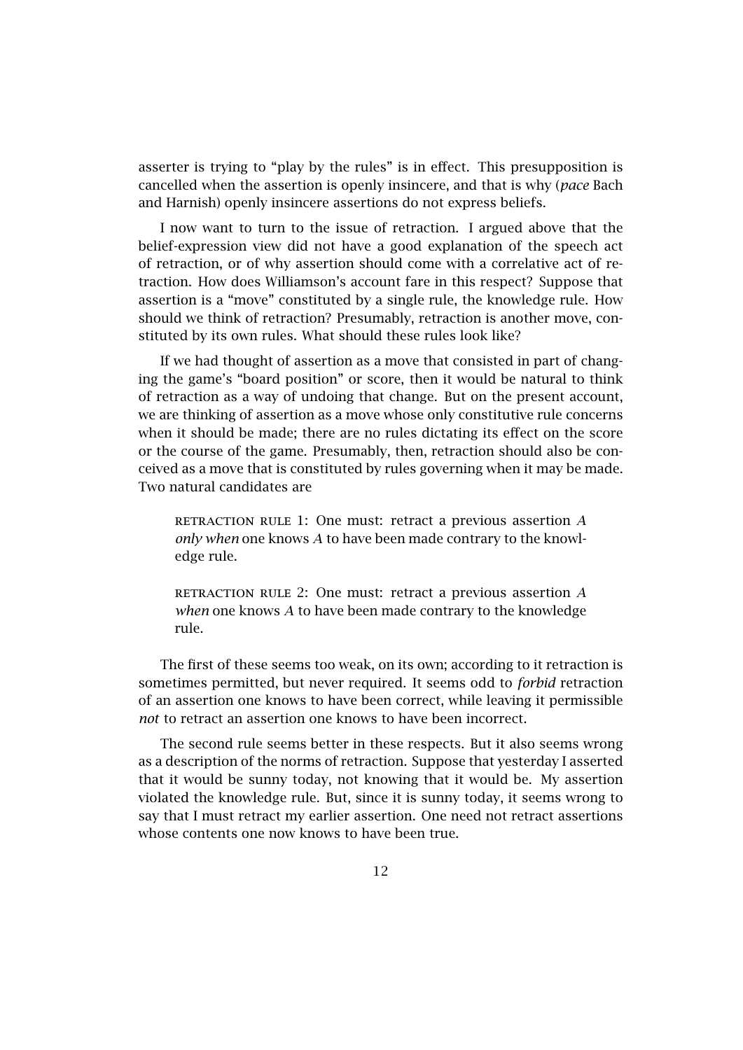asserter is trying to "play by the rules" is in effect. This presupposition is cancelled when the assertion is openly insincere, and that is why (*pace* Bach and Harnish) openly insincere assertions do not express beliefs.

I now want to turn to the issue of retraction. I argued above that the belief-expression view did not have a good explanation of the speech act of retraction, or of why assertion should come with a correlative act of retraction. How does Williamson's account fare in this respect? Suppose that assertion is a "move" constituted by a single rule, the knowledge rule. How should we think of retraction? Presumably, retraction is another move, constituted by its own rules. What should these rules look like?

If we had thought of assertion as a move that consisted in part of changing the game's "board position" or score, then it would be natural to think of retraction as a way of undoing that change. But on the present account, we are thinking of assertion as a move whose only constitutive rule concerns when it should be made; there are no rules dictating its effect on the score or the course of the game. Presumably, then, retraction should also be conceived as a move that is constituted by rules governing when it may be made. Two natural candidates are

> RETRACTION RULE 1: One must: retract a previous assertion *A* *only when* one knows *A* to have been made contrary to the knowledge rule.

> RETRACTION RULE 2: One must: retract a previous assertion *A* *when* one knows *A* to have been made contrary to the knowledge rule.

The first of these seems too weak, on its own; according to it retraction is sometimes permitted, but never required. It seems odd to *forbid* retraction of an assertion one knows to have been correct, while leaving it permissible *not* to retract an assertion one knows to have been incorrect.

The second rule seems better in these respects. But it also seems wrong as a description of the norms of retraction. Suppose that yesterday I asserted that it would be sunny today, not knowing that it would be. My assertion violated the knowledge rule. But, since it is sunny today, it seems wrong to say that I must retract my earlier assertion. One need not retract assertions whose contents one now knows to have been true.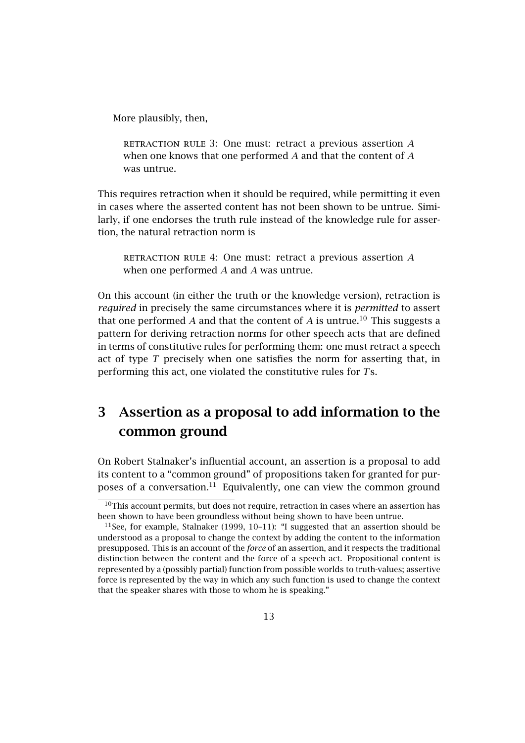More plausibly, then,

> RETRACTION RULE 3: One must: retract a previous assertion *A* when one knows that one performed *A* and that the content of *A* was untrue.

This requires retraction when it should be required, while permitting it even in cases where the asserted content has not been shown to be untrue. Similarly, if one endorses the truth rule instead of the knowledge rule for assertion, the natural retraction norm is

> RETRACTION RULE 4: One must: retract a previous assertion *A* when one performed *A* and *A* was untrue.

On this account (in either the truth or the knowledge version), retraction is *required* in precisely the same circumstances where it is *permitted* to assert that one performed *A* and that the content of *A* is untrue.[10] This suggests a pattern for deriving retraction norms for other speech acts that are defined in terms of constitutive rules for performing them: one must retract a speech act of type *T* precisely when one satisfies the norm for asserting that, in performing this act, one violated the constitutive rules for *T*s.

## 3 Assertion as a proposal to add information to the common ground

On Robert Stalnaker's influential account, an assertion is a proposal to add its content to a "common ground" of propositions taken for granted for purposes of a conversation.[11] Equivalently, one can view the common ground

---

[10] This account permits, but does not require, retraction in cases where an assertion has been shown to have been groundless without being shown to have been untrue.

[11] See, for example, Stalnaker (1999, 10–11): "I suggested that an assertion should be understood as a proposal to change the context by adding the content to the information presupposed. This is an account of the *force* of an assertion, and it respects the traditional distinction between the content and the force of a speech act. Propositional content is represented by a (possibly partial) function from possible worlds to truth-values; assertive force is represented by the way in which any such function is used to change the context that the speaker shares with those to whom he is speaking."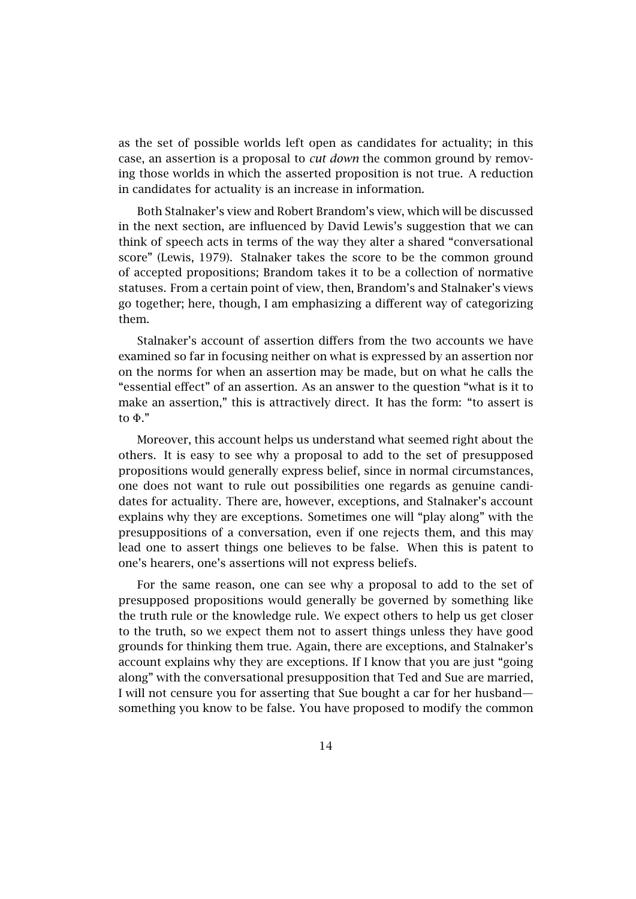as the set of possible worlds left open as candidates for actuality; in this case, an assertion is a proposal to *cut down* the common ground by removing those worlds in which the asserted proposition is not true. A reduction in candidates for actuality is an increase in information.

Both Stalnaker's view and Robert Brandom's view, which will be discussed in the next section, are influenced by David Lewis's suggestion that we can think of speech acts in terms of the way they alter a shared "conversational score" (Lewis, 1979). Stalnaker takes the score to be the common ground of accepted propositions; Brandom takes it to be a collection of normative statuses. From a certain point of view, then, Brandom's and Stalnaker's views go together; here, though, I am emphasizing a different way of categorizing them.

Stalnaker's account of assertion differs from the two accounts we have examined so far in focusing neither on what is expressed by an assertion nor on the norms for when an assertion may be made, but on what he calls the "essential effect" of an assertion. As an answer to the question "what is it to make an assertion," this is attractively direct. It has the form: "to assert is to $\Phi$."

Moreover, this account helps us understand what seemed right about the others. It is easy to see why a proposal to add to the set of presupposed propositions would generally express belief, since in normal circumstances, one does not want to rule out possibilities one regards as genuine candidates for actuality. There are, however, exceptions, and Stalnaker's account explains why they are exceptions. Sometimes one will "play along" with the presuppositions of a conversation, even if one rejects them, and this may lead one to assert things one believes to be false. When this is patent to one's hearers, one's assertions will not express beliefs.

For the same reason, one can see why a proposal to add to the set of presupposed propositions would generally be governed by something like the truth rule or the knowledge rule. We expect others to help us get closer to the truth, so we expect them not to assert things unless they have good grounds for thinking them true. Again, there are exceptions, and Stalnaker's account explains why they are exceptions. If I know that you are just "going along" with the conversational presupposition that Ted and Sue are married, I will not censure you for asserting that Sue bought a car for her husband—something you know to be false. You have proposed to modify the common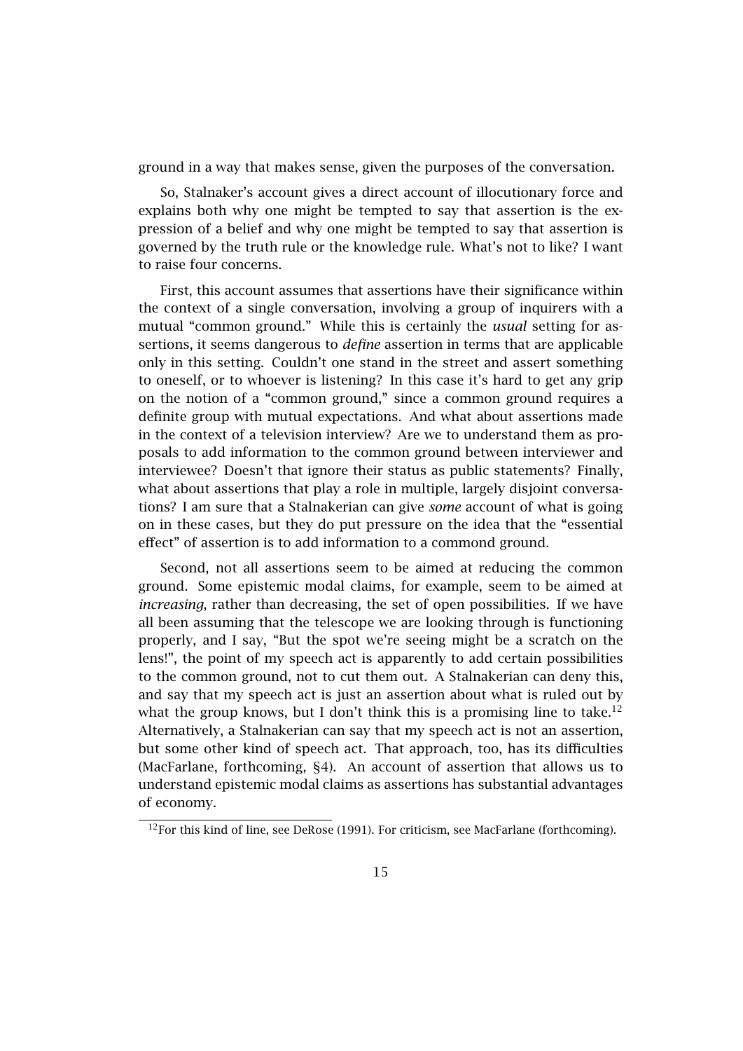ground in a way that makes sense, given the purposes of the conversation.

So, Stalnaker's account gives a direct account of illocutionary force and explains both why one might be tempted to say that assertion is the expression of a belief and why one might be tempted to say that assertion is governed by the truth rule or the knowledge rule. What's not to like? I want to raise four concerns.

First, this account assumes that assertions have their significance within the context of a single conversation, involving a group of inquirers with a mutual "common ground." While this is certainly the *usual* setting for assertions, it seems dangerous to *define* assertion in terms that are applicable only in this setting. Couldn't one stand in the street and assert something to oneself, or to whoever is listening? In this case it's hard to get any grip on the notion of a "common ground," since a common ground requires a definite group with mutual expectations. And what about assertions made in the context of a television interview? Are we to understand them as proposals to add information to the common ground between interviewer and interviewee? Doesn't that ignore their status as public statements? Finally, what about assertions that play a role in multiple, largely disjoint conversations? I am sure that a Stalnakerian can give *some* account of what is going on in these cases, but they do put pressure on the idea that the "essential effect" of assertion is to add information to a commond ground.

Second, not all assertions seem to be aimed at reducing the common ground. Some epistemic modal claims, for example, seem to be aimed at *increasing*, rather than decreasing, the set of open possibilities. If we have all been assuming that the telescope we are looking through is functioning properly, and I say, "But the spot we're seeing might be a scratch on the lens!", the point of my speech act is apparently to add certain possibilities to the common ground, not to cut them out. A Stalnakerian can deny this, and say that my speech act is just an assertion about what is ruled out by what the group knows, but I don't think this is a promising line to take.[12] Alternatively, a Stalnakerian can say that my speech act is not an assertion, but some other kind of speech act. That approach, too, has its difficulties (MacFarlane, forthcoming, §4). An account of assertion that allows us to understand epistemic modal claims as assertions has substantial advantages of economy.

[12]For this kind of line, see DeRose (1991). For criticism, see MacFarlane (forthcoming).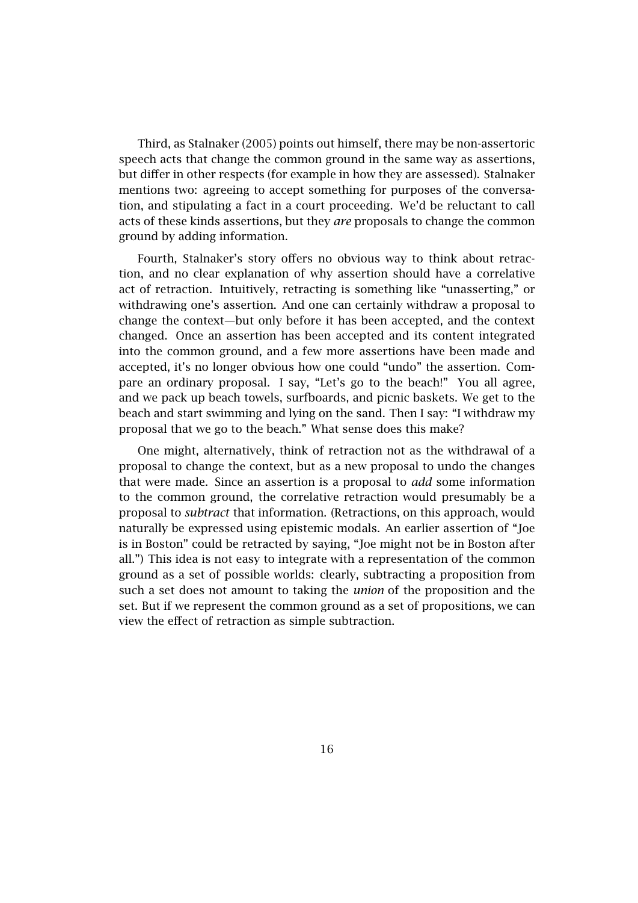Third, as Stalnaker (2005) points out himself, there may be non-assertoric speech acts that change the common ground in the same way as assertions, but differ in other respects (for example in how they are assessed). Stalnaker mentions two: agreeing to accept something for purposes of the conversation, and stipulating a fact in a court proceeding. We'd be reluctant to call acts of these kinds assertions, but they *are* proposals to change the common ground by adding information.

Fourth, Stalnaker's story offers no obvious way to think about retraction, and no clear explanation of why assertion should have a correlative act of retraction. Intuitively, retracting is something like "unasserting," or withdrawing one's assertion. And one can certainly withdraw a proposal to change the context—but only before it has been accepted, and the context changed. Once an assertion has been accepted and its content integrated into the common ground, and a few more assertions have been made and accepted, it's no longer obvious how one could "undo" the assertion. Compare an ordinary proposal. I say, "Let's go to the beach!" You all agree, and we pack up beach towels, surfboards, and picnic baskets. We get to the beach and start swimming and lying on the sand. Then I say: "I withdraw my proposal that we go to the beach." What sense does this make?

One might, alternatively, think of retraction not as the withdrawal of a proposal to change the context, but as a new proposal to undo the changes that were made. Since an assertion is a proposal to *add* some information to the common ground, the correlative retraction would presumably be a proposal to *subtract* that information. (Retractions, on this approach, would naturally be expressed using epistemic modals. An earlier assertion of "Joe is in Boston" could be retracted by saying, "Joe might not be in Boston after all.") This idea is not easy to integrate with a representation of the common ground as a set of possible worlds: clearly, subtracting a proposition from such a set does not amount to taking the *union* of the proposition and the set. But if we represent the common ground as a set of propositions, we can view the effect of retraction as simple subtraction.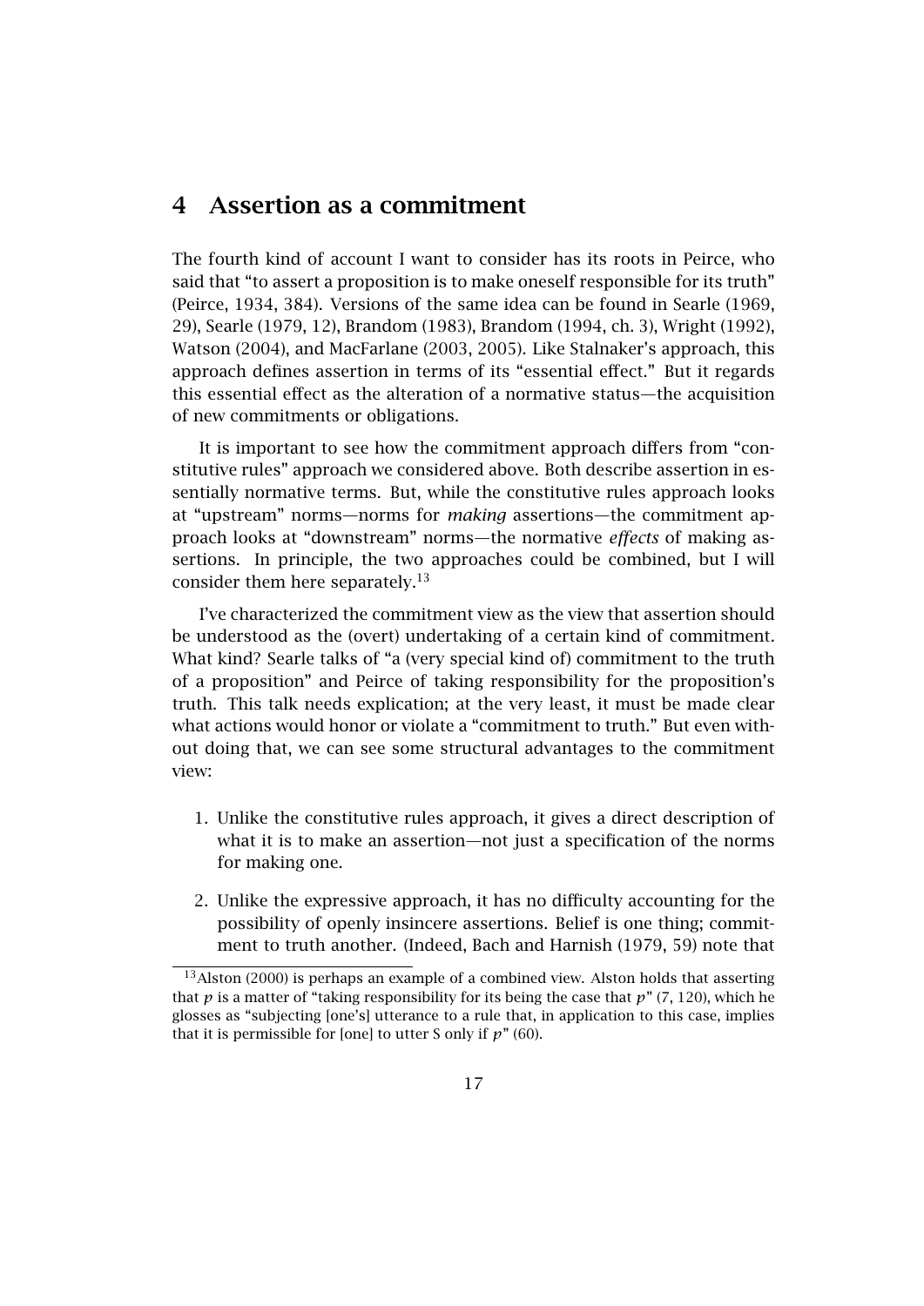## 4 Assertion as a commitment

The fourth kind of account I want to consider has its roots in Peirce, who said that "to assert a proposition is to make oneself responsible for its truth" (Peirce, 1934, 384). Versions of the same idea can be found in Searle (1969, 29), Searle (1979, 12), Brandom (1983), Brandom (1994, ch. 3), Wright (1992), Watson (2004), and MacFarlane (2003, 2005). Like Stalnaker's approach, this approach defines assertion in terms of its "essential effect." But it regards this essential effect as the alteration of a normative status—the acquisition of new commitments or obligations.

It is important to see how the commitment approach differs from "constitutive rules" approach we considered above. Both describe assertion in essentially normative terms. But, while the constitutive rules approach looks at "upstream" norms—norms for *making* assertions—the commitment approach looks at "downstream" norms—the normative *effects* of making assertions. In principle, the two approaches could be combined, but I will consider them here separately.[13]

I've characterized the commitment view as the view that assertion should be understood as the (overt) undertaking of a certain kind of commitment. What kind? Searle talks of "a (very special kind of) commitment to the truth of a proposition" and Peirce of taking responsibility for the proposition's truth. This talk needs explication; at the very least, it must be made clear what actions would honor or violate a "commitment to truth." But even without doing that, we can see some structural advantages to the commitment view:

1. Unlike the constitutive rules approach, it gives a direct description of what it is to make an assertion—not just a specification of the norms for making one.
2. Unlike the expressive approach, it has no difficulty accounting for the possibility of openly insincere assertions. Belief is one thing; commitment to truth another. (Indeed, Bach and Harnish (1979, 59) note that

[13] Alston (2000) is perhaps an example of a combined view. Alston holds that asserting that $p$ is a matter of "taking responsibility for its being the case that $p$" (7, 120), which he glosses as "subjecting [one's] utterance to a rule that, in application to this case, implies that it is permissible for [one] to utter S only if $p$" (60).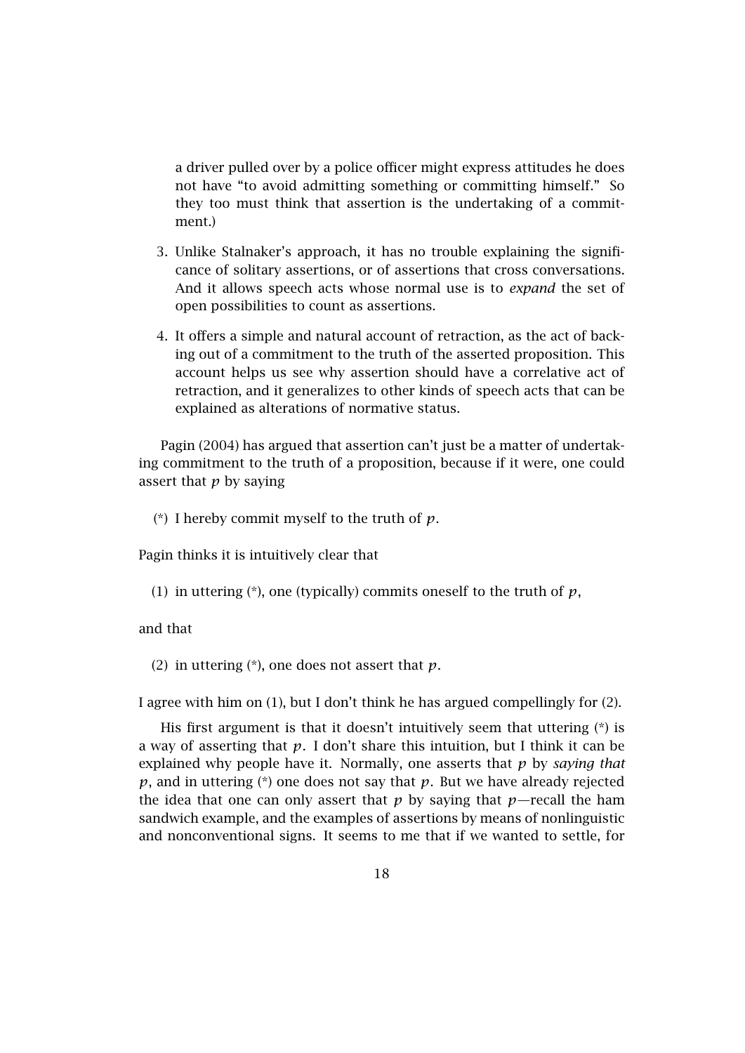a driver pulled over by a police officer might express attitudes he does not have "to avoid admitting something or committing himself." So they too must think that assertion is the undertaking of a commitment.)

3. Unlike Stalnaker's approach, it has no trouble explaining the significance of solitary assertions, or of assertions that cross conversations. And it allows speech acts whose normal use is to *expand* the set of open possibilities to count as assertions.

4. It offers a simple and natural account of retraction, as the act of backing out of a commitment to the truth of the asserted proposition. This account helps us see why assertion should have a correlative act of retraction, and it generalizes to other kinds of speech acts that can be explained as alterations of normative status.

Pagin (2004) has argued that assertion can't just be a matter of undertaking commitment to the truth of a proposition, because if it were, one could assert that $p$ by saying

(*) I hereby commit myself to the truth of $p$.

Pagin thinks it is intuitively clear that

(1) in uttering (*), one (typically) commits oneself to the truth of $p$,

and that

(2) in uttering (*), one does not assert that $p$.

I agree with him on (1), but I don't think he has argued compellingly for (2).

His first argument is that it doesn't intuitively seem that uttering (*) is a way of asserting that $p$. I don't share this intuition, but I think it can be explained why people have it. Normally, one asserts that $p$ by *saying that* $p$, and in uttering (*) one does not say that $p$. But we have already rejected the idea that one can only assert that $p$ by saying that $p$—recall the ham sandwich example, and the examples of assertions by means of nonlinguistic and nonconventional signs. It seems to me that if we wanted to settle, for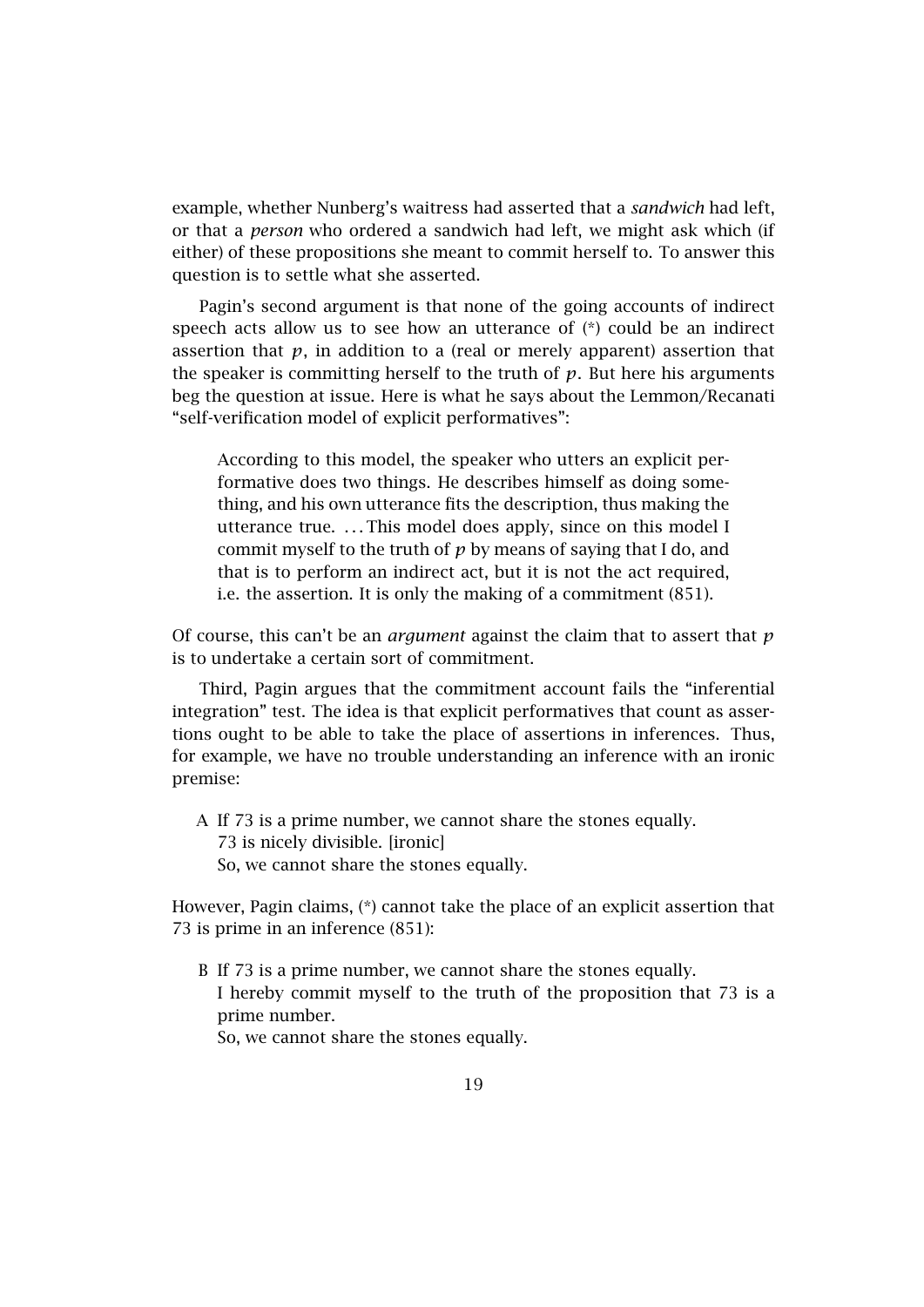example, whether Nunberg's waitress had asserted that a *sandwich* had left, or that a *person* who ordered a sandwich had left, we might ask which (if either) of these propositions she meant to commit herself to. To answer this question is to settle what she asserted.

Pagin's second argument is that none of the going accounts of indirect speech acts allow us to see how an utterance of (*) could be an indirect assertion that $p$, in addition to a (real or merely apparent) assertion that the speaker is committing herself to the truth of $p$. But here his arguments beg the question at issue. Here is what he says about the Lemmon/Recanati "self-verification model of explicit performatives":

> According to this model, the speaker who utters an explicit performative does two things. He describes himself as doing something, and his own utterance fits the description, thus making the utterance true. ... This model does apply, since on this model I commit myself to the truth of $p$ by means of saying that I do, and that is to perform an indirect act, but it is not the act required, i.e. the assertion. It is only the making of a commitment (851).

Of course, this can't be an *argument* against the claim that to assert that $p$ is to undertake a certain sort of commitment.

Third, Pagin argues that the commitment account fails the "inferential integration" test. The idea is that explicit performatives that count as assertions ought to be able to take the place of assertions in inferences. Thus, for example, we have no trouble understanding an inference with an ironic premise:

A If 73 is a prime number, we cannot share the stones equally.
   73 is nicely divisible. [ironic]
   So, we cannot share the stones equally.

However, Pagin claims, (*) cannot take the place of an explicit assertion that 73 is prime in an inference (851):

B If 73 is a prime number, we cannot share the stones equally.
   I hereby commit myself to the truth of the proposition that 73 is a prime number.
   So, we cannot share the stones equally.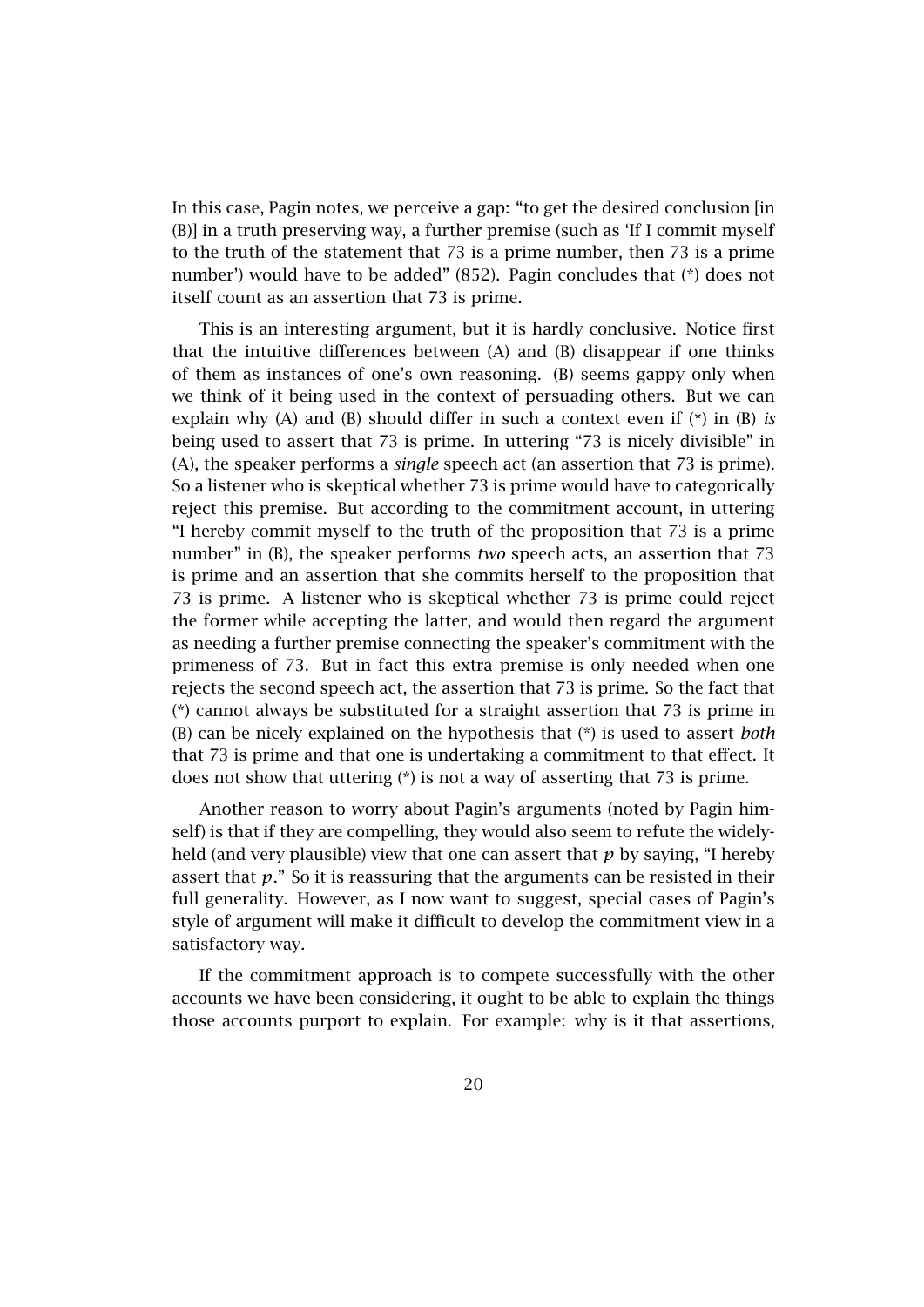In this case, Pagin notes, we perceive a gap: "to get the desired conclusion [in (B)] in a truth preserving way, a further premise (such as 'If I commit myself to the truth of the statement that 73 is a prime number, then 73 is a prime number') would have to be added" (852). Pagin concludes that (*) does not itself count as an assertion that 73 is prime.

This is an interesting argument, but it is hardly conclusive. Notice first that the intuitive differences between (A) and (B) disappear if one thinks of them as instances of one's own reasoning. (B) seems gappy only when we think of it being used in the context of persuading others. But we can explain why (A) and (B) should differ in such a context even if (*) in (B) *is* being used to assert that 73 is prime. In uttering "73 is nicely divisible" in (A), the speaker performs a *single* speech act (an assertion that 73 is prime). So a listener who is skeptical whether 73 is prime would have to categorically reject this premise. But according to the commitment account, in uttering "I hereby commit myself to the truth of the proposition that 73 is a prime number" in (B), the speaker performs *two* speech acts, an assertion that 73 is prime and an assertion that she commits herself to the proposition that 73 is prime. A listener who is skeptical whether 73 is prime could reject the former while accepting the latter, and would then regard the argument as needing a further premise connecting the speaker's commitment with the primeness of 73. But in fact this extra premise is only needed when one rejects the second speech act, the assertion that 73 is prime. So the fact that (*) cannot always be substituted for a straight assertion that 73 is prime in (B) can be nicely explained on the hypothesis that (*) is used to assert *both* that 73 is prime and that one is undertaking a commitment to that effect. It does not show that uttering (*) is not a way of asserting that 73 is prime.

Another reason to worry about Pagin's arguments (noted by Pagin himself) is that if they are compelling, they would also seem to refute the widely-held (and very plausible) view that one can assert that $p$ by saying, "I hereby assert that $p$." So it is reassuring that the arguments can be resisted in their full generality. However, as I now want to suggest, special cases of Pagin's style of argument will make it difficult to develop the commitment view in a satisfactory way.

If the commitment approach is to compete successfully with the other accounts we have been considering, it ought to be able to explain the things those accounts purport to explain. For example: why is it that assertions,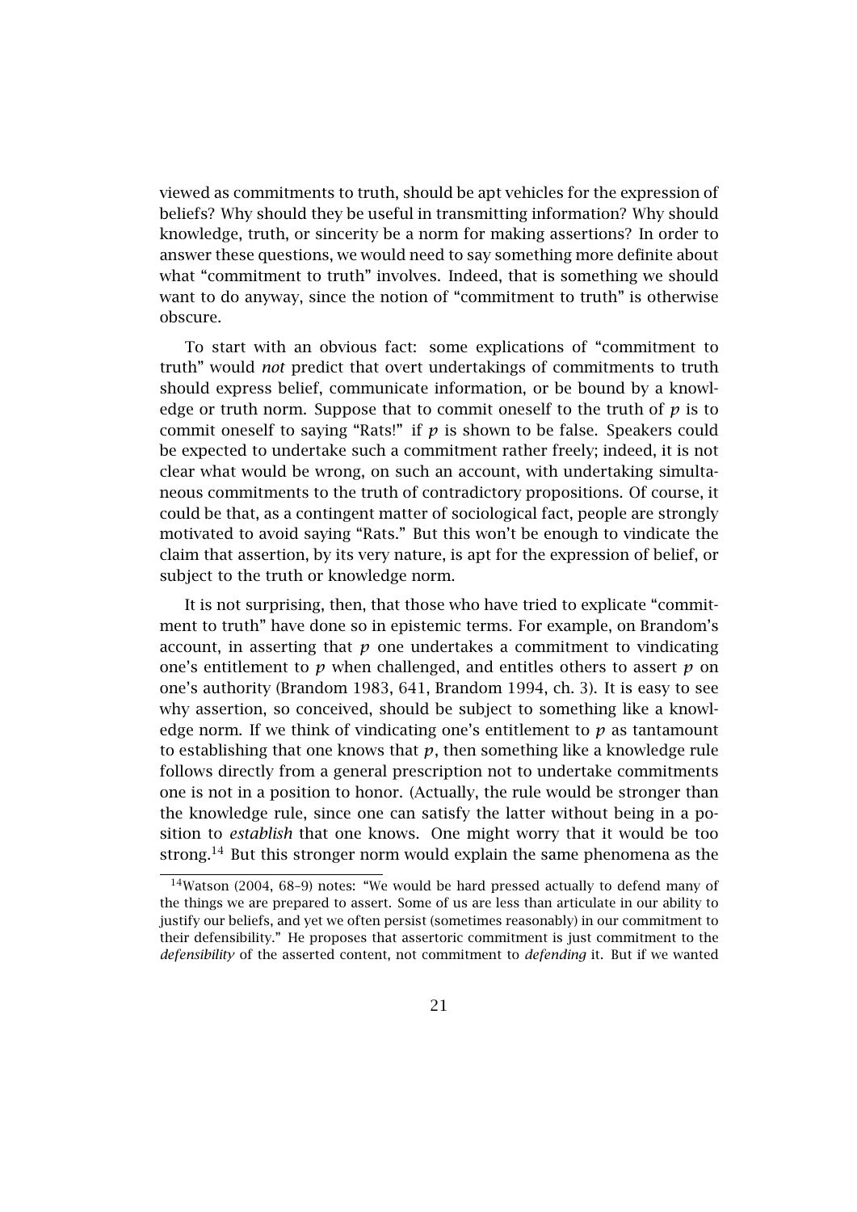viewed as commitments to truth, should be apt vehicles for the expression of beliefs? Why should they be useful in transmitting information? Why should knowledge, truth, or sincerity be a norm for making assertions? In order to answer these questions, we would need to say something more definite about what "commitment to truth" involves. Indeed, that is something we should want to do anyway, since the notion of "commitment to truth" is otherwise obscure.

To start with an obvious fact: some explications of "commitment to truth" would *not* predict that overt undertakings of commitments to truth should express belief, communicate information, or be bound by a knowledge or truth norm. Suppose that to commit oneself to the truth of $p$ is to commit oneself to saying "Rats!" if $p$ is shown to be false. Speakers could be expected to undertake such a commitment rather freely; indeed, it is not clear what would be wrong, on such an account, with undertaking simultaneous commitments to the truth of contradictory propositions. Of course, it could be that, as a contingent matter of sociological fact, people are strongly motivated to avoid saying "Rats." But this won't be enough to vindicate the claim that assertion, by its very nature, is apt for the expression of belief, or subject to the truth or knowledge norm.

It is not surprising, then, that those who have tried to explicate "commitment to truth" have done so in epistemic terms. For example, on Brandom's account, in asserting that $p$ one undertakes a commitment to vindicating one's entitlement to $p$ when challenged, and entitles others to assert $p$ on one's authority (Brandom 1983, 641, Brandom 1994, ch. 3). It is easy to see why assertion, so conceived, should be subject to something like a knowledge norm. If we think of vindicating one's entitlement to $p$ as tantamount to establishing that one knows that $p$, then something like a knowledge rule follows directly from a general prescription not to undertake commitments one is not in a position to honor. (Actually, the rule would be stronger than the knowledge rule, since one can satisfy the latter without being in a position to *establish* that one knows. One might worry that it would be too strong.[14] But this stronger norm would explain the same phenomena as the

[14] Watson (2004, 68–9) notes: "We would be hard pressed actually to defend many of the things we are prepared to assert. Some of us are less than articulate in our ability to justify our beliefs, and yet we often persist (sometimes reasonably) in our commitment to their defensibility." He proposes that assertoric commitment is just commitment to the *defensibility* of the asserted content, not commitment to *defending* it. But if we wanted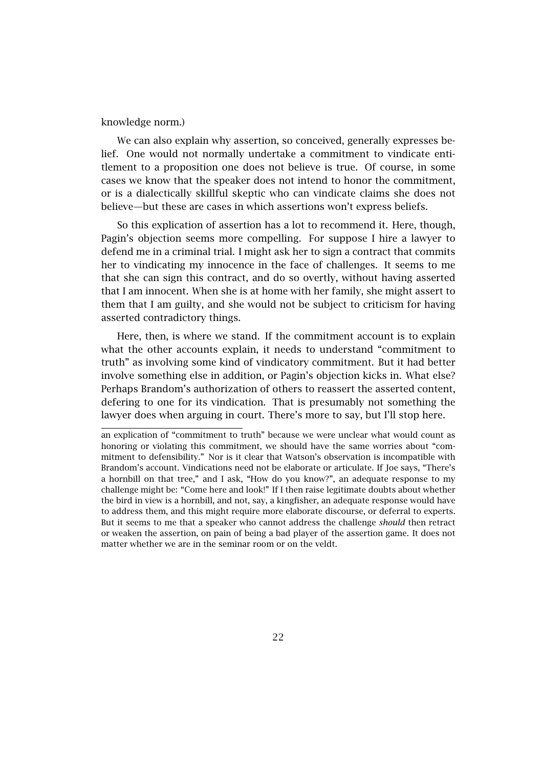knowledge norm.)

We can also explain why assertion, so conceived, generally expresses belief. One would not normally undertake a commitment to vindicate entitlement to a proposition one does not believe is true. Of course, in some cases we know that the speaker does not intend to honor the commitment, or is a dialectically skillful skeptic who can vindicate claims she does not believe—but these are cases in which assertions won't express beliefs.

So this explication of assertion has a lot to recommend it. Here, though, Pagin's objection seems more compelling. For suppose I hire a lawyer to defend me in a criminal trial. I might ask her to sign a contract that commits her to vindicating my innocence in the face of challenges. It seems to me that she can sign this contract, and do so overtly, without having asserted that I am innocent. When she is at home with her family, she might assert to them that I am guilty, and she would not be subject to criticism for having asserted contradictory things.

Here, then, is where we stand. If the commitment account is to explain what the other accounts explain, it needs to understand "commitment to truth" as involving some kind of vindicatory commitment. But it had better involve something else in addition, or Pagin's objection kicks in. What else? Perhaps Brandom's authorization of others to reassert the asserted content, defering to one for its vindication. That is presumably not something the lawyer does when arguing in court. There's more to say, but I'll stop here.

---

an explication of "commitment to truth" because we were unclear what would count as honoring or violating this commitment, we should have the same worries about "commitment to defensibility." Nor is it clear that Watson's observation is incompatible with Brandom's account. Vindications need not be elaborate or articulate. If Joe says, "There's a hornbill on that tree," and I ask, "How do you know?", an adequate response to my challenge might be: "Come here and look!" If I then raise legitimate doubts about whether the bird in view is a hornbill, and not, say, a kingfisher, an adequate response would have to address them, and this might require more elaborate discourse, or deferral to experts. But it seems to me that a speaker who cannot address the challenge *should* then retract or weaken the assertion, on pain of being a bad player of the assertion game. It does not matter whether we are in the seminar room or on the veldt.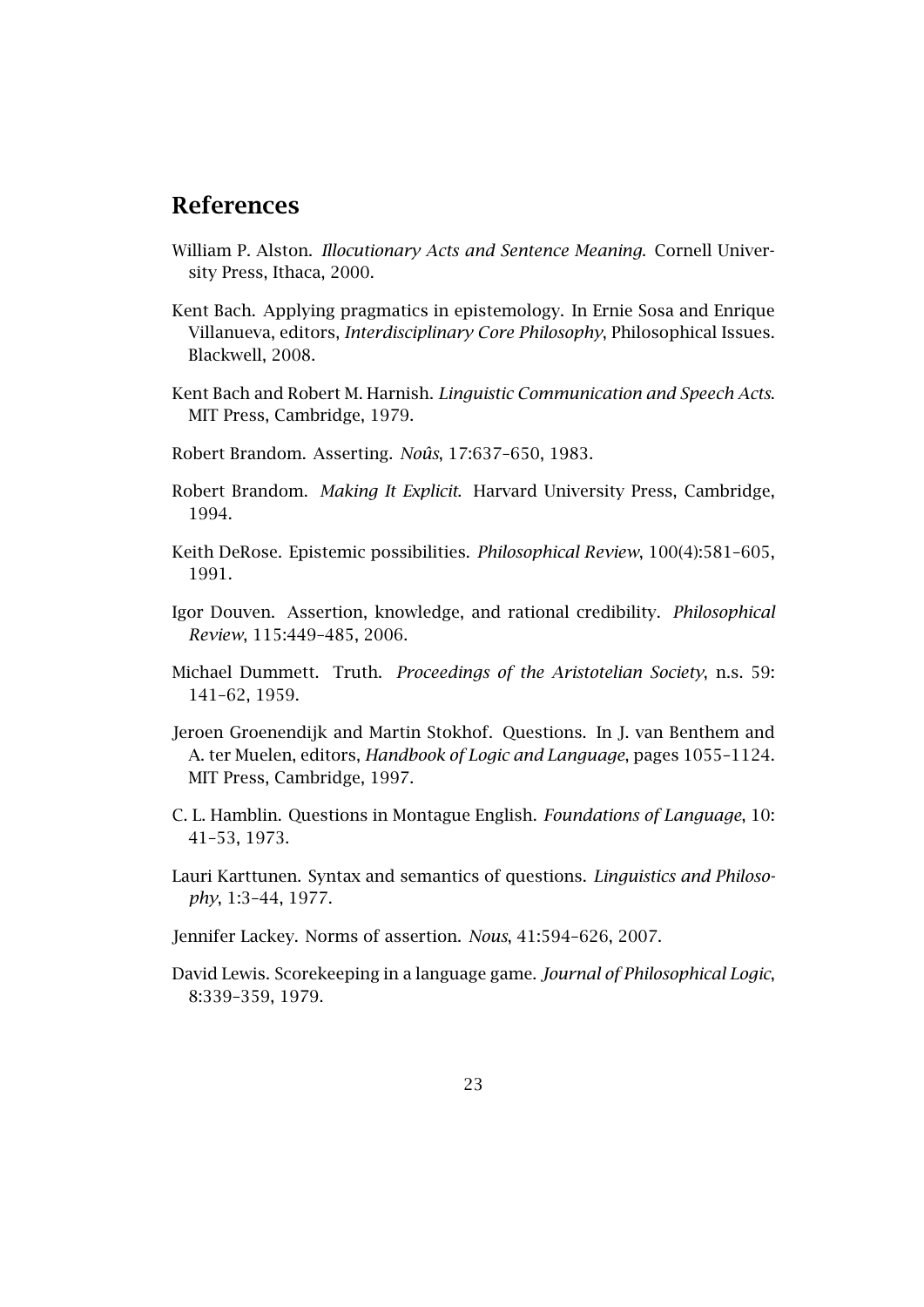## References

William P. Alston. *Illocutionary Acts and Sentence Meaning*. Cornell University Press, Ithaca, 2000.

Kent Bach. Applying pragmatics in epistemology. In Ernie Sosa and Enrique Villanueva, editors, *Interdisciplinary Core Philosophy*, Philosophical Issues. Blackwell, 2008.

Kent Bach and Robert M. Harnish. *Linguistic Communication and Speech Acts*. MIT Press, Cambridge, 1979.

Robert Brandom. Asserting. *Noûs*, 17:637–650, 1983.

Robert Brandom. *Making It Explicit*. Harvard University Press, Cambridge, 1994.

Keith DeRose. Epistemic possibilities. *Philosophical Review*, 100(4):581–605, 1991.

Igor Douven. Assertion, knowledge, and rational credibility. *Philosophical Review*, 115:449–485, 2006.

Michael Dummett. Truth. *Proceedings of the Aristotelian Society*, n.s. 59: 141–62, 1959.

Jeroen Groenendijk and Martin Stokhof. Questions. In J. van Benthem and A. ter Muelen, editors, *Handbook of Logic and Language*, pages 1055–1124. MIT Press, Cambridge, 1997.

C. L. Hamblin. Questions in Montague English. *Foundations of Language*, 10: 41–53, 1973.

Lauri Karttunen. Syntax and semantics of questions. *Linguistics and Philosophy*, 1:3–44, 1977.

Jennifer Lackey. Norms of assertion. *Nous*, 41:594–626, 2007.

David Lewis. Scorekeeping in a language game. *Journal of Philosophical Logic*, 8:339–359, 1979.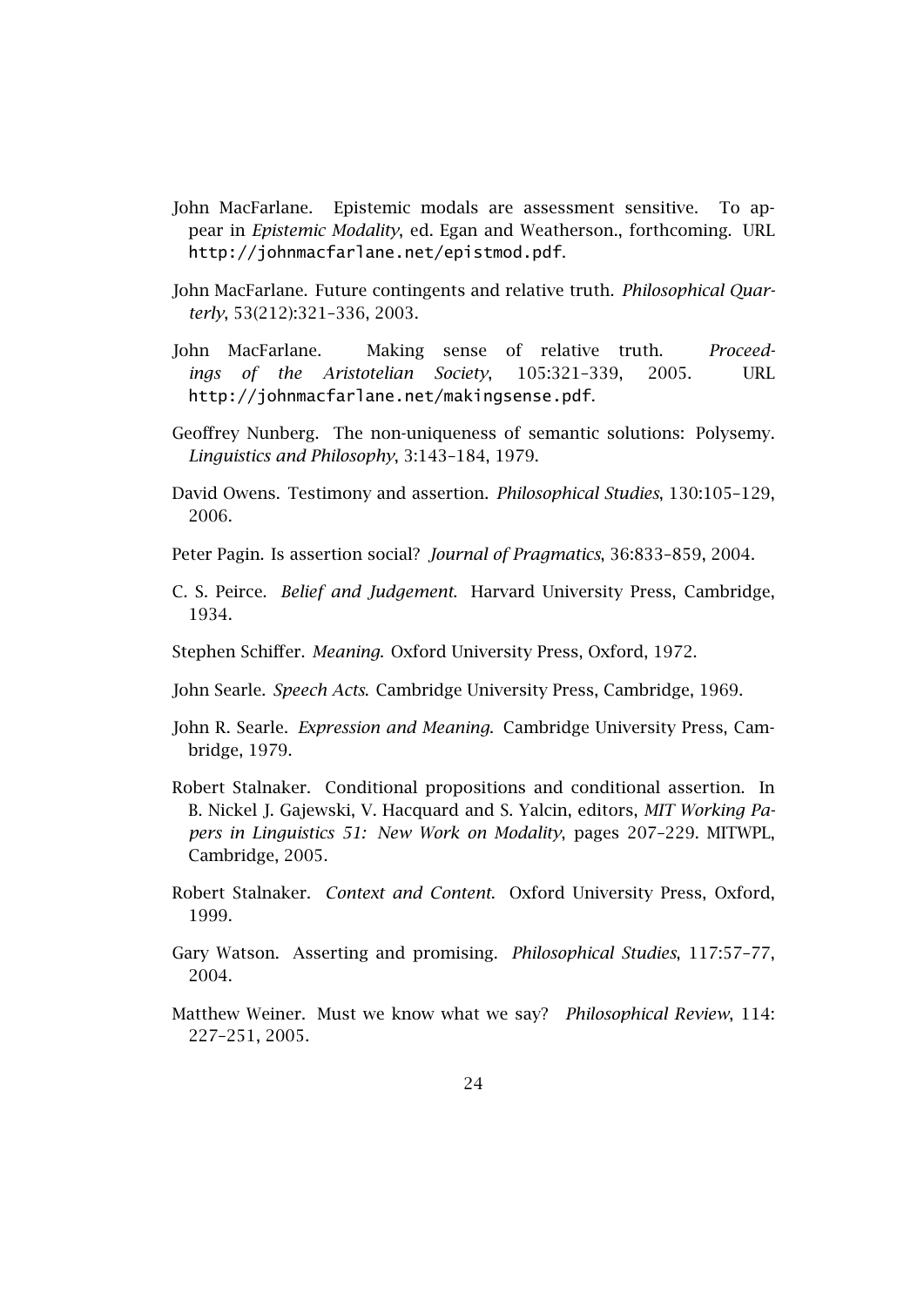John MacFarlane. Epistemic modals are assessment sensitive. To appear in *Epistemic Modality*, ed. Egan and Weatherson., forthcoming. URL http://johnmacfarlane.net/epistmod.pdf.

John MacFarlane. Future contingents and relative truth. *Philosophical Quarterly*, 53(212):321–336, 2003.

John MacFarlane. Making sense of relative truth. *Proceedings of the Aristotelian Society*, 105:321–339, 2005. URL http://johnmacfarlane.net/makingsense.pdf.

Geoffrey Nunberg. The non-uniqueness of semantic solutions: Polysemy. *Linguistics and Philosophy*, 3:143–184, 1979.

David Owens. Testimony and assertion. *Philosophical Studies*, 130:105–129, 2006.

Peter Pagin. Is assertion social? *Journal of Pragmatics*, 36:833–859, 2004.

C. S. Peirce. *Belief and Judgement*. Harvard University Press, Cambridge, 1934.

Stephen Schiffer. *Meaning*. Oxford University Press, Oxford, 1972.

John Searle. *Speech Acts*. Cambridge University Press, Cambridge, 1969.

John R. Searle. *Expression and Meaning*. Cambridge University Press, Cambridge, 1979.

Robert Stalnaker. Conditional propositions and conditional assertion. In B. Nickel J. Gajewski, V. Hacquard and S. Yalcin, editors, *MIT Working Papers in Linguistics 51: New Work on Modality*, pages 207–229. MITWPL, Cambridge, 2005.

Robert Stalnaker. *Context and Content*. Oxford University Press, Oxford, 1999.

Gary Watson. Asserting and promising. *Philosophical Studies*, 117:57–77, 2004.

Matthew Weiner. Must we know what we say? *Philosophical Review*, 114: 227–251, 2005.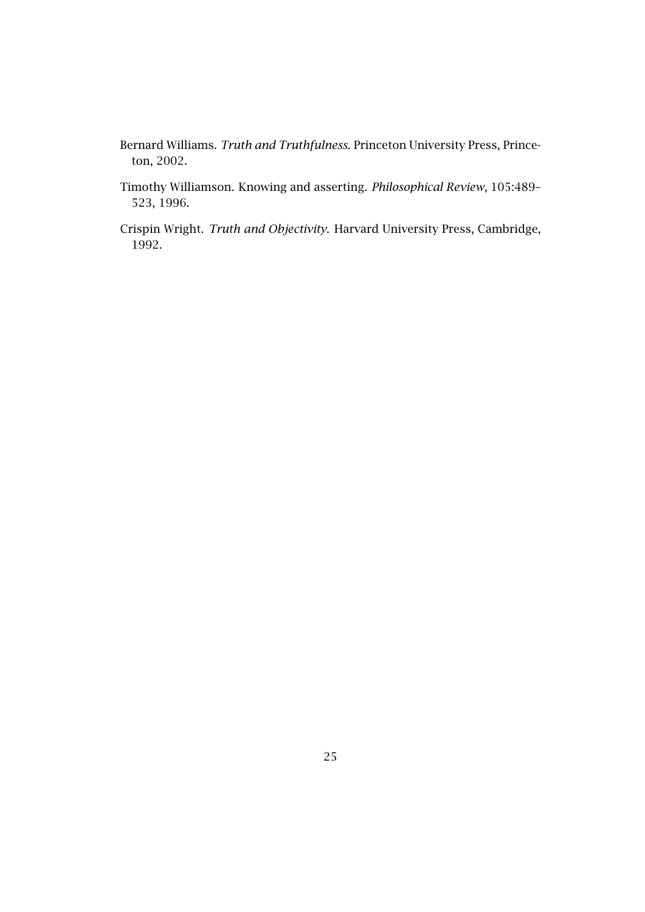Bernard Williams. *Truth and Truthfulness*. Princeton University Press, Princeton, 2002.

Timothy Williamson. Knowing and asserting. *Philosophical Review*, 105:489–523, 1996.

Crispin Wright. *Truth and Objectivity*. Harvard University Press, Cambridge, 1992.